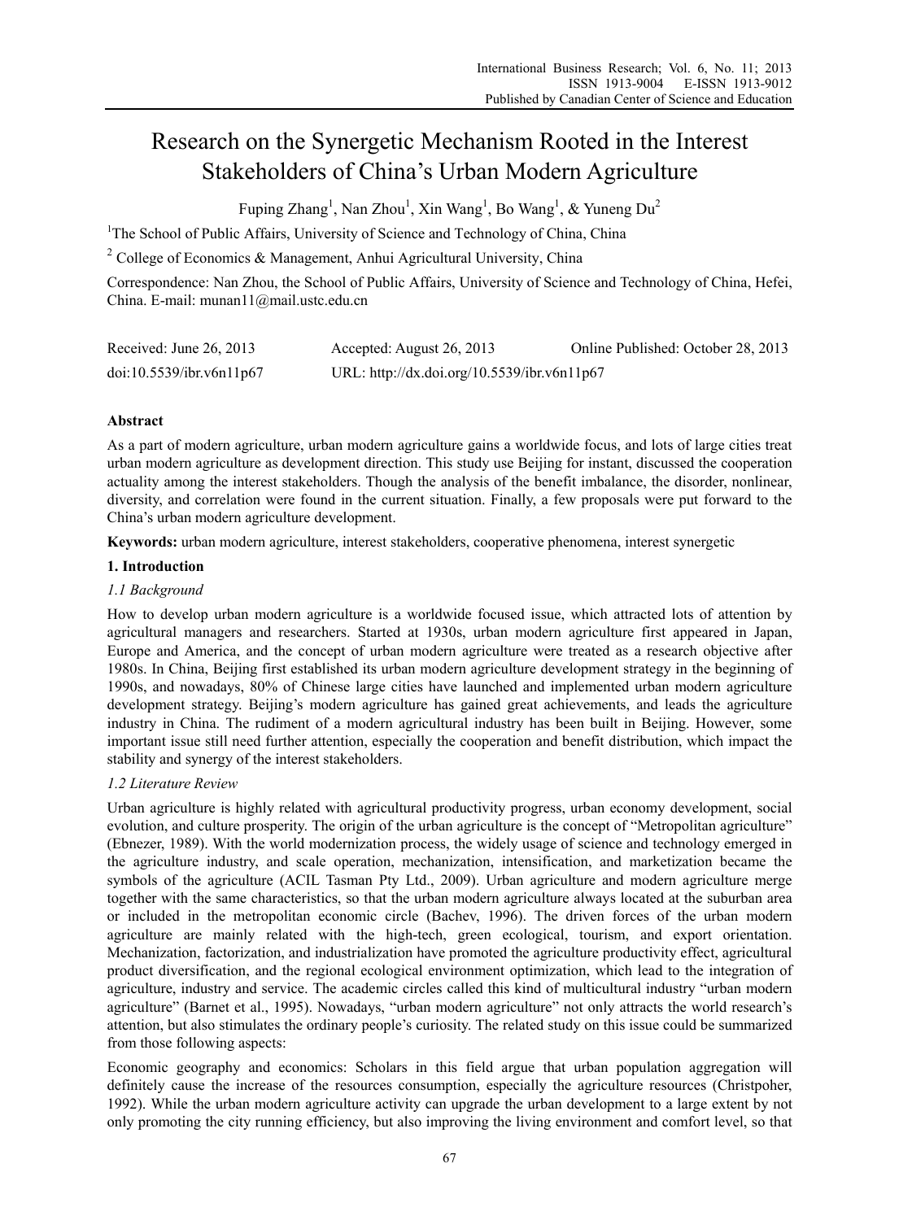# Research on the Synergetic Mechanism Rooted in the Interest Stakeholders of China's Urban Modern Agriculture

Fuping Zhang[1], Nan Zhou[1], Xin Wang[1], Bo Wang[1], & Yuneng Du[2]

[1]The School of Public Affairs, University of Science and Technology of China, China

[2] College of Economics & Management, Anhui Agricultural University, China

Correspondence: Nan Zhou, the School of Public Affairs, University of Science and Technology of China, Hefei, China. E-mail: munan11@mail.ustc.edu.cn

| Received: June 26, 2013 | Accepted: August 26, 2013 | Online Published: October 28, 2013 |
|---|---|---|
| doi:10.5539/ibr.v6n11p67 | URL: http://dx.doi.org/10.5539/ibr.v6n11p67 | |

## Abstract

As a part of modern agriculture, urban modern agriculture gains a worldwide focus, and lots of large cities treat urban modern agriculture as development direction. This study use Beijing for instant, discussed the cooperation actuality among the interest stakeholders. Though the analysis of the benefit imbalance, the disorder, nonlinear, diversity, and correlation were found in the current situation. Finally, a few proposals were put forward to the China's urban modern agriculture development.

**Keywords:** urban modern agriculture, interest stakeholders, cooperative phenomena, interest synergetic

## 1. Introduction

### *1.1 Background*

How to develop urban modern agriculture is a worldwide focused issue, which attracted lots of attention by agricultural managers and researchers. Started at 1930s, urban modern agriculture first appeared in Japan, Europe and America, and the concept of urban modern agriculture were treated as a research objective after 1980s. In China, Beijing first established its urban modern agriculture development strategy in the beginning of 1990s, and nowadays, 80% of Chinese large cities have launched and implemented urban modern agriculture development strategy. Beijing's modern agriculture has gained great achievements, and leads the agriculture industry in China. The rudiment of a modern agricultural industry has been built in Beijing. However, some important issue still need further attention, especially the cooperation and benefit distribution, which impact the stability and synergy of the interest stakeholders.

### *1.2 Literature Review*

Urban agriculture is highly related with agricultural productivity progress, urban economy development, social evolution, and culture prosperity. The origin of the urban agriculture is the concept of "Metropolitan agriculture" (Ebnezer, 1989). With the world modernization process, the widely usage of science and technology emerged in the agriculture industry, and scale operation, mechanization, intensification, and marketization became the symbols of the agriculture (ACIL Tasman Pty Ltd., 2009). Urban agriculture and modern agriculture merge together with the same characteristics, so that the urban modern agriculture always located at the suburban area or included in the metropolitan economic circle (Bachev, 1996). The driven forces of the urban modern agriculture are mainly related with the high-tech, green ecological, tourism, and export orientation. Mechanization, factorization, and industrialization have promoted the agriculture productivity effect, agricultural product diversification, and the regional ecological environment optimization, which lead to the integration of agriculture, industry and service. The academic circles called this kind of multicultural industry "urban modern agriculture" (Barnet et al., 1995). Nowadays, "urban modern agriculture" not only attracts the world research's attention, but also stimulates the ordinary people's curiosity. The related study on this issue could be summarized from those following aspects:

Economic geography and economics: Scholars in this field argue that urban population aggregation will definitely cause the increase of the resources consumption, especially the agriculture resources (Christpoher, 1992). While the urban modern agriculture activity can upgrade the urban development to a large extent by not only promoting the city running efficiency, but also improving the living environment and comfort level, so that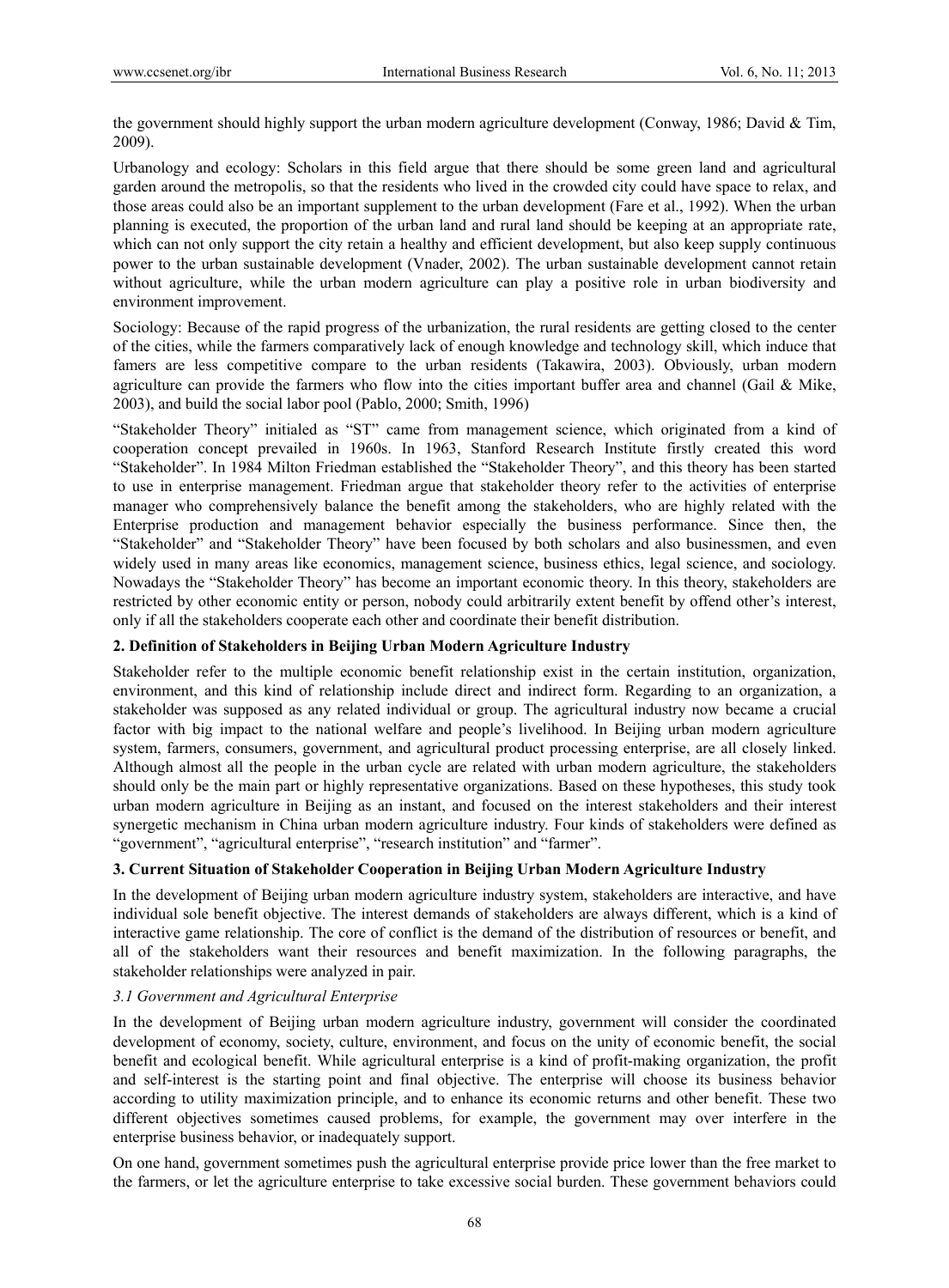the government should highly support the urban modern agriculture development (Conway, 1986; David & Tim, 2009).

Urbanology and ecology: Scholars in this field argue that there should be some green land and agricultural garden around the metropolis, so that the residents who lived in the crowded city could have space to relax, and those areas could also be an important supplement to the urban development (Fare et al., 1992). When the urban planning is executed, the proportion of the urban land and rural land should be keeping at an appropriate rate, which can not only support the city retain a healthy and efficient development, but also keep supply continuous power to the urban sustainable development (Vnader, 2002). The urban sustainable development cannot retain without agriculture, while the urban modern agriculture can play a positive role in urban biodiversity and environment improvement.

Sociology: Because of the rapid progress of the urbanization, the rural residents are getting closed to the center of the cities, while the farmers comparatively lack of enough knowledge and technology skill, which induce that famers are less competitive compare to the urban residents (Takawira, 2003). Obviously, urban modern agriculture can provide the farmers who flow into the cities important buffer area and channel (Gail & Mike, 2003), and build the social labor pool (Pablo, 2000; Smith, 1996)

"Stakeholder Theory" initialed as "ST" came from management science, which originated from a kind of cooperation concept prevailed in 1960s. In 1963, Stanford Research Institute firstly created this word "Stakeholder". In 1984 Milton Friedman established the "Stakeholder Theory", and this theory has been started to use in enterprise management. Friedman argue that stakeholder theory refer to the activities of enterprise manager who comprehensively balance the benefit among the stakeholders, who are highly related with the Enterprise production and management behavior especially the business performance. Since then, the "Stakeholder" and "Stakeholder Theory" have been focused by both scholars and also businessmen, and even widely used in many areas like economics, management science, business ethics, legal science, and sociology. Nowadays the "Stakeholder Theory" has become an important economic theory. In this theory, stakeholders are restricted by other economic entity or person, nobody could arbitrarily extent benefit by offend other's interest, only if all the stakeholders cooperate each other and coordinate their benefit distribution.

## 2. Definition of Stakeholders in Beijing Urban Modern Agriculture Industry

Stakeholder refer to the multiple economic benefit relationship exist in the certain institution, organization, environment, and this kind of relationship include direct and indirect form. Regarding to an organization, a stakeholder was supposed as any related individual or group. The agricultural industry now became a crucial factor with big impact to the national welfare and people's livelihood. In Beijing urban modern agriculture system, farmers, consumers, government, and agricultural product processing enterprise, are all closely linked. Although almost all the people in the urban cycle are related with urban modern agriculture, the stakeholders should only be the main part or highly representative organizations. Based on these hypotheses, this study took urban modern agriculture in Beijing as an instant, and focused on the interest stakeholders and their interest synergetic mechanism in China urban modern agriculture industry. Four kinds of stakeholders were defined as "government", "agricultural enterprise", "research institution" and "farmer".

## 3. Current Situation of Stakeholder Cooperation in Beijing Urban Modern Agriculture Industry

In the development of Beijing urban modern agriculture industry system, stakeholders are interactive, and have individual sole benefit objective. The interest demands of stakeholders are always different, which is a kind of interactive game relationship. The core of conflict is the demand of the distribution of resources or benefit, and all of the stakeholders want their resources and benefit maximization. In the following paragraphs, the stakeholder relationships were analyzed in pair.

### *3.1 Government and Agricultural Enterprise*

In the development of Beijing urban modern agriculture industry, government will consider the coordinated development of economy, society, culture, environment, and focus on the unity of economic benefit, the social benefit and ecological benefit. While agricultural enterprise is a kind of profit-making organization, the profit and self-interest is the starting point and final objective. The enterprise will choose its business behavior according to utility maximization principle, and to enhance its economic returns and other benefit. These two different objectives sometimes caused problems, for example, the government may over interfere in the enterprise business behavior, or inadequately support.

On one hand, government sometimes push the agricultural enterprise provide price lower than the free market to the farmers, or let the agriculture enterprise to take excessive social burden. These government behaviors could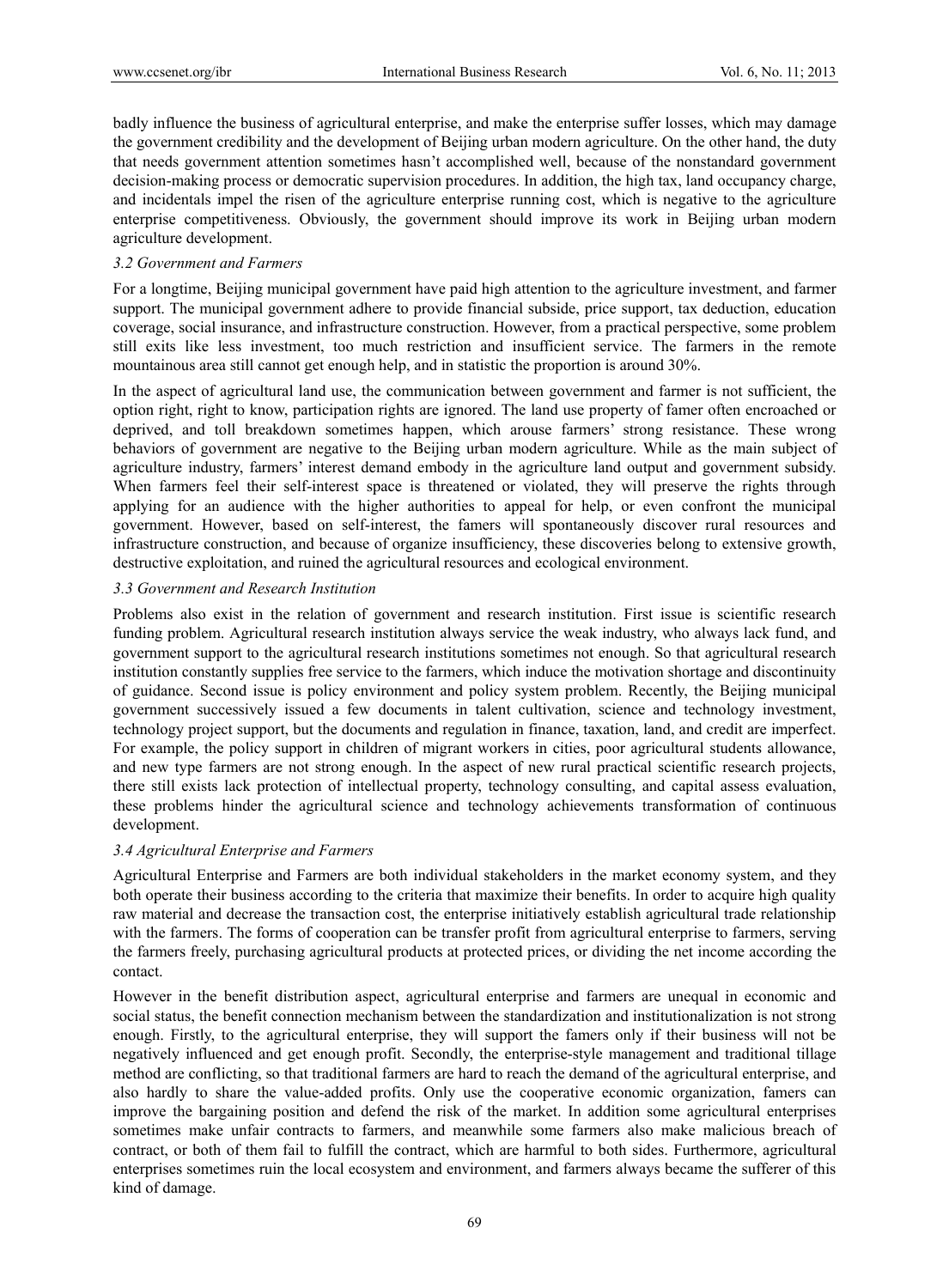badly influence the business of agricultural enterprise, and make the enterprise suffer losses, which may damage the government credibility and the development of Beijing urban modern agriculture. On the other hand, the duty that needs government attention sometimes hasn't accomplished well, because of the nonstandard government decision-making process or democratic supervision procedures. In addition, the high tax, land occupancy charge, and incidentals impel the risen of the agriculture enterprise running cost, which is negative to the agriculture enterprise competitiveness. Obviously, the government should improve its work in Beijing urban modern agriculture development.

### *3.2 Government and Farmers*

For a longtime, Beijing municipal government have paid high attention to the agriculture investment, and farmer support. The municipal government adhere to provide financial subside, price support, tax deduction, education coverage, social insurance, and infrastructure construction. However, from a practical perspective, some problem still exits like less investment, too much restriction and insufficient service. The farmers in the remote mountainous area still cannot get enough help, and in statistic the proportion is around 30%.

In the aspect of agricultural land use, the communication between government and farmer is not sufficient, the option right, right to know, participation rights are ignored. The land use property of famer often encroached or deprived, and toll breakdown sometimes happen, which arouse farmers' strong resistance. These wrong behaviors of government are negative to the Beijing urban modern agriculture. While as the main subject of agriculture industry, farmers' interest demand embody in the agriculture land output and government subsidy. When farmers feel their self-interest space is threatened or violated, they will preserve the rights through applying for an audience with the higher authorities to appeal for help, or even confront the municipal government. However, based on self-interest, the famers will spontaneously discover rural resources and infrastructure construction, and because of organize insufficiency, these discoveries belong to extensive growth, destructive exploitation, and ruined the agricultural resources and ecological environment.

### *3.3 Government and Research Institution*

Problems also exist in the relation of government and research institution. First issue is scientific research funding problem. Agricultural research institution always service the weak industry, who always lack fund, and government support to the agricultural research institutions sometimes not enough. So that agricultural research institution constantly supplies free service to the farmers, which induce the motivation shortage and discontinuity of guidance. Second issue is policy environment and policy system problem. Recently, the Beijing municipal government successively issued a few documents in talent cultivation, science and technology investment, technology project support, but the documents and regulation in finance, taxation, land, and credit are imperfect. For example, the policy support in children of migrant workers in cities, poor agricultural students allowance, and new type farmers are not strong enough. In the aspect of new rural practical scientific research projects, there still exists lack protection of intellectual property, technology consulting, and capital assess evaluation, these problems hinder the agricultural science and technology achievements transformation of continuous development.

### *3.4 Agricultural Enterprise and Farmers*

Agricultural Enterprise and Farmers are both individual stakeholders in the market economy system, and they both operate their business according to the criteria that maximize their benefits. In order to acquire high quality raw material and decrease the transaction cost, the enterprise initiatively establish agricultural trade relationship with the farmers. The forms of cooperation can be transfer profit from agricultural enterprise to farmers, serving the farmers freely, purchasing agricultural products at protected prices, or dividing the net income according the contact.

However in the benefit distribution aspect, agricultural enterprise and farmers are unequal in economic and social status, the benefit connection mechanism between the standardization and institutionalization is not strong enough. Firstly, to the agricultural enterprise, they will support the famers only if their business will not be negatively influenced and get enough profit. Secondly, the enterprise-style management and traditional tillage method are conflicting, so that traditional farmers are hard to reach the demand of the agricultural enterprise, and also hardly to share the value-added profits. Only use the cooperative economic organization, famers can improve the bargaining position and defend the risk of the market. In addition some agricultural enterprises sometimes make unfair contracts to farmers, and meanwhile some farmers also make malicious breach of contract, or both of them fail to fulfill the contract, which are harmful to both sides. Furthermore, agricultural enterprises sometimes ruin the local ecosystem and environment, and farmers always became the sufferer of this kind of damage.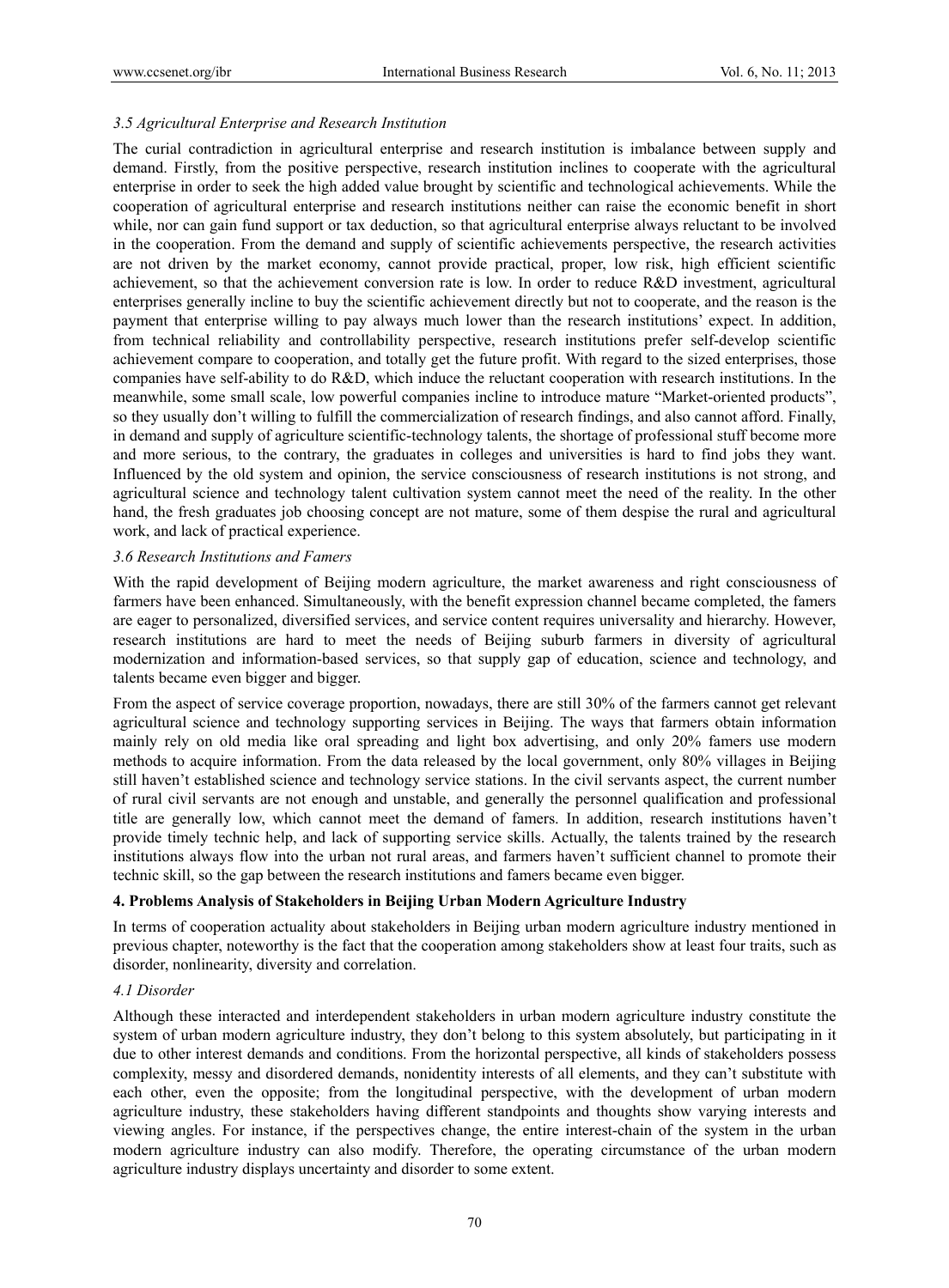### *3.5 Agricultural Enterprise and Research Institution*

The curial contradiction in agricultural enterprise and research institution is imbalance between supply and demand. Firstly, from the positive perspective, research institution inclines to cooperate with the agricultural enterprise in order to seek the high added value brought by scientific and technological achievements. While the cooperation of agricultural enterprise and research institutions neither can raise the economic benefit in short while, nor can gain fund support or tax deduction, so that agricultural enterprise always reluctant to be involved in the cooperation. From the demand and supply of scientific achievements perspective, the research activities are not driven by the market economy, cannot provide practical, proper, low risk, high efficient scientific achievement, so that the achievement conversion rate is low. In order to reduce R&D investment, agricultural enterprises generally incline to buy the scientific achievement directly but not to cooperate, and the reason is the payment that enterprise willing to pay always much lower than the research institutions' expect. In addition, from technical reliability and controllability perspective, research institutions prefer self-develop scientific achievement compare to cooperation, and totally get the future profit. With regard to the sized enterprises, those companies have self-ability to do R&D, which induce the reluctant cooperation with research institutions. In the meanwhile, some small scale, low powerful companies incline to introduce mature "Market-oriented products", so they usually don't willing to fulfill the commercialization of research findings, and also cannot afford. Finally, in demand and supply of agriculture scientific-technology talents, the shortage of professional stuff become more and more serious, to the contrary, the graduates in colleges and universities is hard to find jobs they want. Influenced by the old system and opinion, the service consciousness of research institutions is not strong, and agricultural science and technology talent cultivation system cannot meet the need of the reality. In the other hand, the fresh graduates job choosing concept are not mature, some of them despise the rural and agricultural work, and lack of practical experience.

### *3.6 Research Institutions and Famers*

With the rapid development of Beijing modern agriculture, the market awareness and right consciousness of farmers have been enhanced. Simultaneously, with the benefit expression channel became completed, the famers are eager to personalized, diversified services, and service content requires universality and hierarchy. However, research institutions are hard to meet the needs of Beijing suburb farmers in diversity of agricultural modernization and information-based services, so that supply gap of education, science and technology, and talents became even bigger and bigger.

From the aspect of service coverage proportion, nowadays, there are still 30% of the farmers cannot get relevant agricultural science and technology supporting services in Beijing. The ways that farmers obtain information mainly rely on old media like oral spreading and light box advertising, and only 20% famers use modern methods to acquire information. From the data released by the local government, only 80% villages in Beijing still haven't established science and technology service stations. In the civil servants aspect, the current number of rural civil servants are not enough and unstable, and generally the personnel qualification and professional title are generally low, which cannot meet the demand of famers. In addition, research institutions haven't provide timely technic help, and lack of supporting service skills. Actually, the talents trained by the research institutions always flow into the urban not rural areas, and farmers haven't sufficient channel to promote their technic skill, so the gap between the research institutions and famers became even bigger.

## 4. Problems Analysis of Stakeholders in Beijing Urban Modern Agriculture Industry

In terms of cooperation actuality about stakeholders in Beijing urban modern agriculture industry mentioned in previous chapter, noteworthy is the fact that the cooperation among stakeholders show at least four traits, such as disorder, nonlinearity, diversity and correlation.

### *4.1 Disorder*

Although these interacted and interdependent stakeholders in urban modern agriculture industry constitute the system of urban modern agriculture industry, they don't belong to this system absolutely, but participating in it due to other interest demands and conditions. From the horizontal perspective, all kinds of stakeholders possess complexity, messy and disordered demands, nonidentity interests of all elements, and they can't substitute with each other, even the opposite; from the longitudinal perspective, with the development of urban modern agriculture industry, these stakeholders having different standpoints and thoughts show varying interests and viewing angles. For instance, if the perspectives change, the entire interest-chain of the system in the urban modern agriculture industry can also modify. Therefore, the operating circumstance of the urban modern agriculture industry displays uncertainty and disorder to some extent.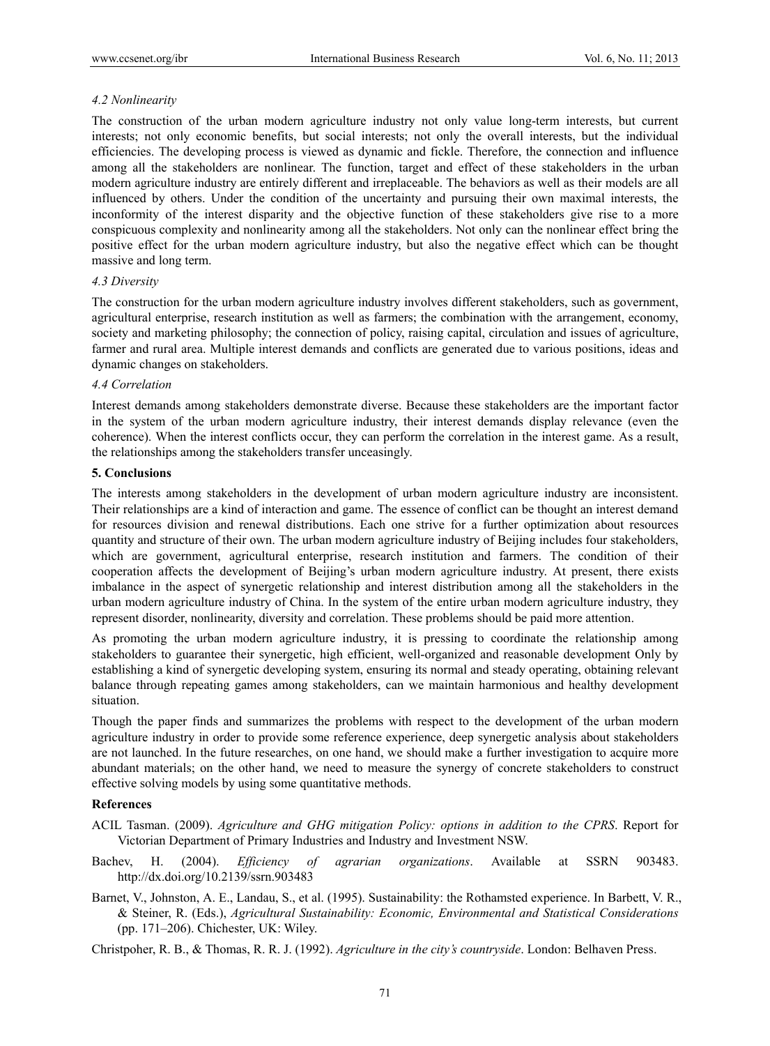### 4.2 Nonlinearity

The construction of the urban modern agriculture industry not only value long-term interests, but current interests; not only economic benefits, but social interests; not only the overall interests, but the individual efficiencies. The developing process is viewed as dynamic and fickle. Therefore, the connection and influence among all the stakeholders are nonlinear. The function, target and effect of these stakeholders in the urban modern agriculture industry are entirely different and irreplaceable. The behaviors as well as their models are all influenced by others. Under the condition of the uncertainty and pursuing their own maximal interests, the inconformity of the interest disparity and the objective function of these stakeholders give rise to a more conspicuous complexity and nonlinearity among all the stakeholders. Not only can the nonlinear effect bring the positive effect for the urban modern agriculture industry, but also the negative effect which can be thought massive and long term.

### 4.3 Diversity

The construction for the urban modern agriculture industry involves different stakeholders, such as government, agricultural enterprise, research institution as well as farmers; the combination with the arrangement, economy, society and marketing philosophy; the connection of policy, raising capital, circulation and issues of agriculture, farmer and rural area. Multiple interest demands and conflicts are generated due to various positions, ideas and dynamic changes on stakeholders.

### 4.4 Correlation

Interest demands among stakeholders demonstrate diverse. Because these stakeholders are the important factor in the system of the urban modern agriculture industry, their interest demands display relevance (even the coherence). When the interest conflicts occur, they can perform the correlation in the interest game. As a result, the relationships among the stakeholders transfer unceasingly.

## 5. Conclusions

The interests among stakeholders in the development of urban modern agriculture industry are inconsistent. Their relationships are a kind of interaction and game. The essence of conflict can be thought an interest demand for resources division and renewal distributions. Each one strive for a further optimization about resources quantity and structure of their own. The urban modern agriculture industry of Beijing includes four stakeholders, which are government, agricultural enterprise, research institution and farmers. The condition of their cooperation affects the development of Beijing's urban modern agriculture industry. At present, there exists imbalance in the aspect of synergetic relationship and interest distribution among all the stakeholders in the urban modern agriculture industry of China. In the system of the entire urban modern agriculture industry, they represent disorder, nonlinearity, diversity and correlation. These problems should be paid more attention.

As promoting the urban modern agriculture industry, it is pressing to coordinate the relationship among stakeholders to guarantee their synergetic, high efficient, well-organized and reasonable development Only by establishing a kind of synergetic developing system, ensuring its normal and steady operating, obtaining relevant balance through repeating games among stakeholders, can we maintain harmonious and healthy development situation.

Though the paper finds and summarizes the problems with respect to the development of the urban modern agriculture industry in order to provide some reference experience, deep synergetic analysis about stakeholders are not launched. In the future researches, on one hand, we should make a further investigation to acquire more abundant materials; on the other hand, we need to measure the synergy of concrete stakeholders to construct effective solving models by using some quantitative methods.

## References

ACIL Tasman. (2009). *Agriculture and GHG mitigation Policy: options in addition to the CPRS*. Report for Victorian Department of Primary Industries and Industry and Investment NSW.

Bachev, H. (2004). *Efficiency of agrarian organizations*. Available at SSRN 903483. http://dx.doi.org/10.2139/ssrn.903483

Barnet, V., Johnston, A. E., Landau, S., et al. (1995). Sustainability: the Rothamsted experience. In Barbett, V. R., & Steiner, R. (Eds.), *Agricultural Sustainability: Economic, Environmental and Statistical Considerations* (pp. 171–206). Chichester, UK: Wiley.

Christpoher, R. B., & Thomas, R. R. J. (1992). *Agriculture in the city's countryside*. London: Belhaven Press.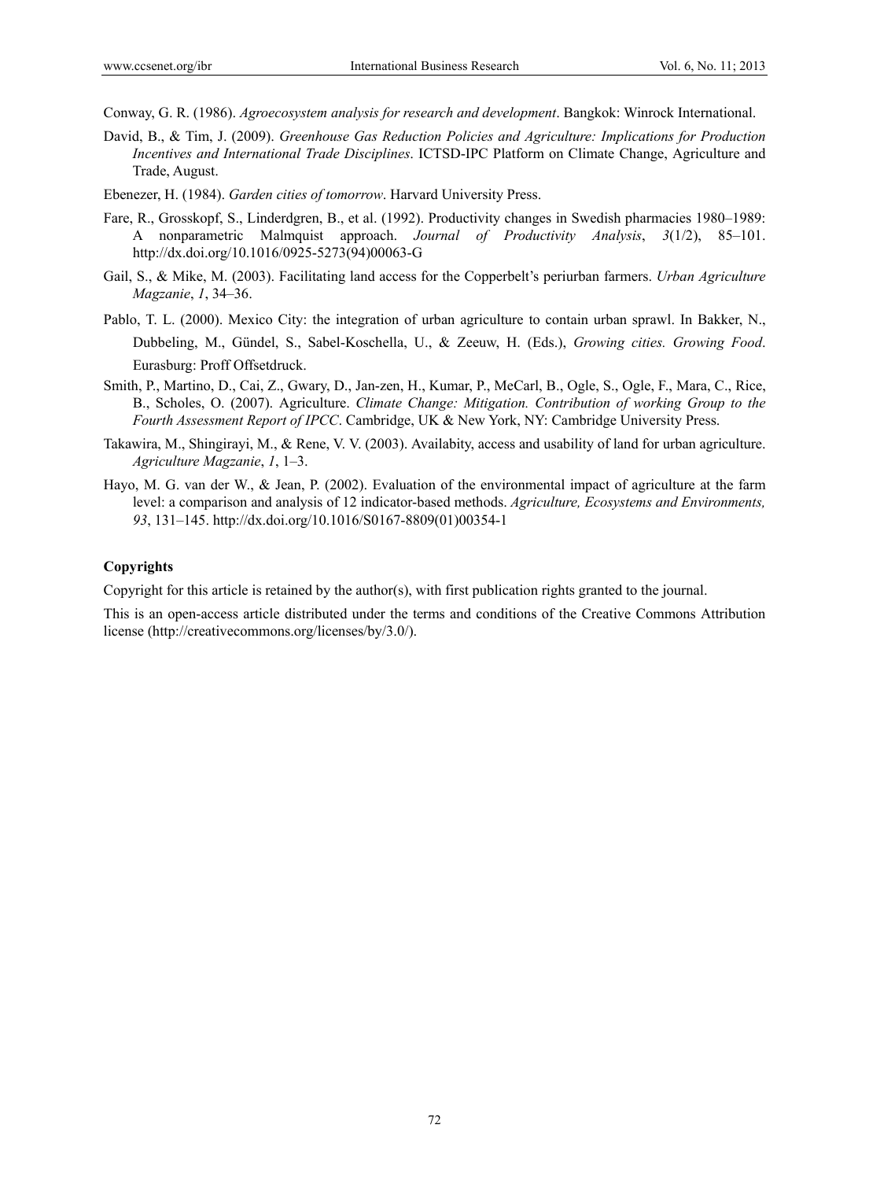Conway, G. R. (1986). *Agroecosystem analysis for research and development*. Bangkok: Winrock International.

David, B., & Tim, J. (2009). *Greenhouse Gas Reduction Policies and Agriculture: Implications for Production Incentives and International Trade Disciplines*. ICTSD-IPC Platform on Climate Change, Agriculture and Trade, August.

Ebenezer, H. (1984). *Garden cities of tomorrow*. Harvard University Press.

Fare, R., Grosskopf, S., Linderdgren, B., et al. (1992). Productivity changes in Swedish pharmacies 1980–1989: A nonparametric Malmquist approach. *Journal of Productivity Analysis*, *3*(1/2), 85–101. http://dx.doi.org/10.1016/0925-5273(94)00063-G

Gail, S., & Mike, M. (2003). Facilitating land access for the Copperbelt's periurban farmers. *Urban Agriculture Magzanie*, *1*, 34–36.

Pablo, T. L. (2000). Mexico City: the integration of urban agriculture to contain urban sprawl. In Bakker, N., Dubbeling, M., Gündel, S., Sabel-Koschella, U., & Zeeuw, H. (Eds.), *Growing cities. Growing Food*. Eurasburg: Proff Offsetdruck.

Smith, P., Martino, D., Cai, Z., Gwary, D., Jan-zen, H., Kumar, P., MeCarl, B., Ogle, S., Ogle, F., Mara, C., Rice, B., Scholes, O. (2007). Agriculture. *Climate Change: Mitigation. Contribution of working Group to the Fourth Assessment Report of IPCC*. Cambridge, UK & New York, NY: Cambridge University Press.

Takawira, M., Shingirayi, M., & Rene, V. V. (2003). Availabity, access and usability of land for urban agriculture. *Agriculture Magzanie*, *1*, 1–3.

Hayo, M. G. van der W., & Jean, P. (2002). Evaluation of the environmental impact of agriculture at the farm level: a comparison and analysis of 12 indicator-based methods. *Agriculture, Ecosystems and Environments, 93*, 131–145. http://dx.doi.org/10.1016/S0167-8809(01)00354-1

**Copyrights**

Copyright for this article is retained by the author(s), with first publication rights granted to the journal.

This is an open-access article distributed under the terms and conditions of the Creative Commons Attribution license (http://creativecommons.org/licenses/by/3.0/).